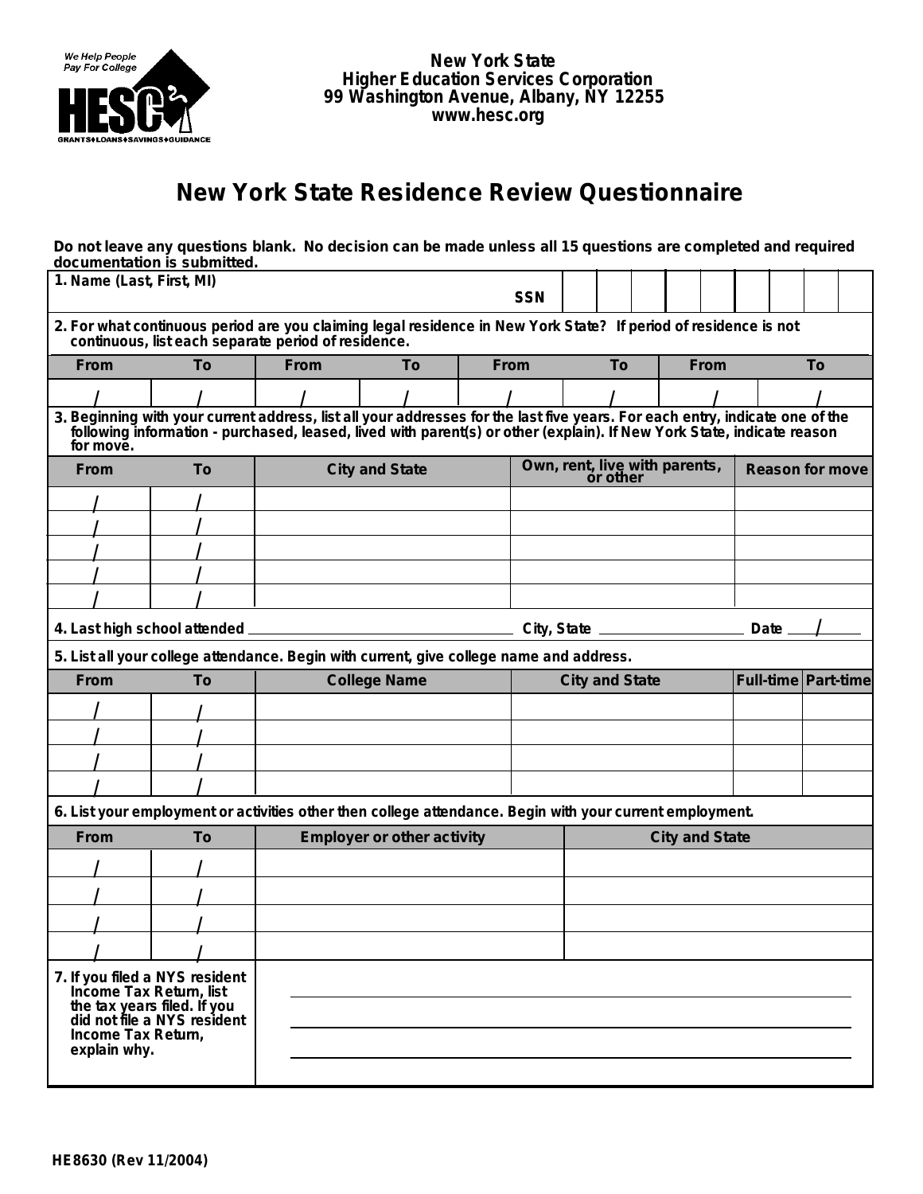We Help People Pay For College

HESC

GRANTS♦LOANS♦SAVINGS♦GUIDANCE

**New York State**
**Higher Education Services Corporation**
**99 Washington Avenue, Albany, NY 12255**
**www.hesc.org**

# New York State Residence Review Questionnaire

**Do not leave any questions blank. No decision can be made unless all 15 questions are completed and required documentation is submitted.**

**1. Name (Last, First, MI)** **SSN**

**2. For what continuous period are you claiming legal residence in New York State? If period of residence is not continuous, list each separate period of residence.**

| From | To | From | To | From | To | From | To |
|---|---|---|---|---|---|---|---|
| / | / | / | / | / | / | / | / |

**3. Beginning with your current address, list all your addresses for the last five years. For each entry, indicate one of the following information - purchased, leased, lived with parent(s) or other (explain). If New York State, indicate reason for move.**

| From | To | City and State | Own, rent, live with parents, or other | Reason for move |
|---|---|---|---|---|
| / | / | | | |
| / | / | | | |
| / | / | | | |
| / | / | | | |
| / | / | | | |

**4. Last high school attended** ______________ **City, State** ______________ **Date** ___/___

**5. List all your college attendance. Begin with current, give college name and address.**

| From | To | College Name | City and State | Full-time | Part-time |
|---|---|---|---|---|---|
| / | / | | | | |
| / | / | | | | |
| / | / | | | | |
| / | / | | | | |

**6. List your employment or activities other then college attendance. Begin with your current employment.**

| From | To | Employer or other activity | City and State |
|---|---|---|---|
| / | / | | |
| / | / | | |
| / | / | | |
| / | / | | |

**7. If you filed a NYS resident Income Tax Return, list the tax years filed. If you did not file a NYS resident Income Tax Return, explain why.**

______________________________

______________________________

______________________________

HE8630 (Rev 11/2004)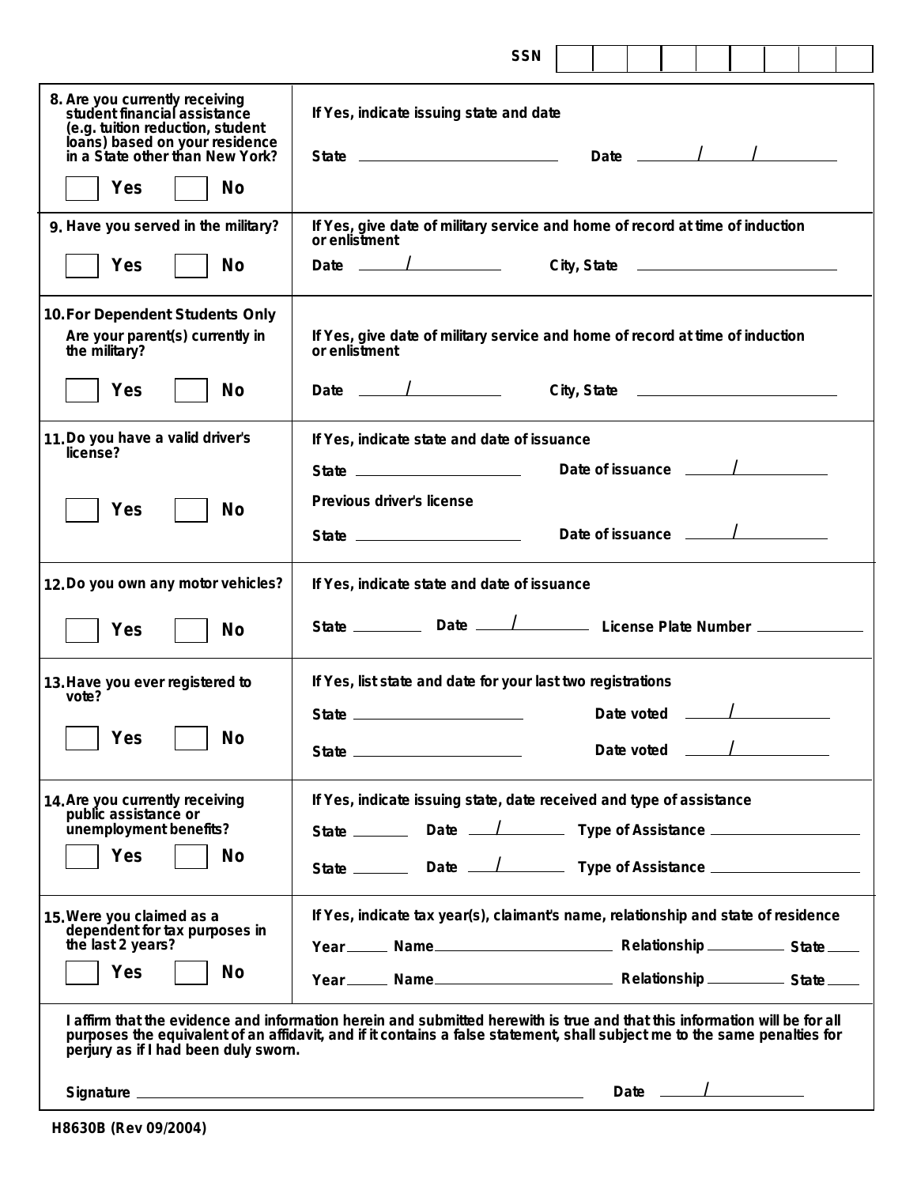SSN | | | | | | | | |

| | |
|---|---|
| **8. Are you currently receiving student financial assistance (e.g. tuition reduction, student loans) based on your residence in a State other than New York?** ☐ Yes ☐ No | If Yes, indicate issuing state and date<br>State ______ Date ___/___/___ |
| **9. Have you served in the military?** ☐ Yes ☐ No | If Yes, give date of military service and home of record at time of induction or enlistment<br>Date ___/___ City, State ______ |
| **10. For Dependent Students Only**<br>**Are your parent(s) currently in the military?** ☐ Yes ☐ No | If Yes, give date of military service and home of record at time of induction or enlistment<br>Date ___/___ City, State ______ |
| **11. Do you have a valid driver's license?** ☐ Yes ☐ No | If Yes, indicate state and date of issuance<br>State ______ Date of issuance ___/___<br>Previous driver's license<br>State ______ Date of issuance ___/___ |
| **12. Do you own any motor vehicles?** ☐ Yes ☐ No | If Yes, indicate state and date of issuance<br>State ______ Date ___/___ License Plate Number ______ |
| **13. Have you ever registered to vote?** ☐ Yes ☐ No | If Yes, list state and date for your last two registrations<br>State ______ Date voted ___/___<br>State ______ Date voted ___/___ |
| **14. Are you currently receiving public assistance or unemployment benefits?** ☐ Yes ☐ No | If Yes, indicate issuing state, date received and type of assistance<br>State ______ Date ___/___ Type of Assistance ______<br>State ______ Date ___/___ Type of Assistance ______ |
| **15. Were you claimed as a dependent for tax purposes in the last 2 years?** ☐ Yes ☐ No | If Yes, indicate tax year(s), claimant's name, relationship and state of residence<br>Year ______ Name ______ Relationship ______ State ______<br>Year ______ Name ______ Relationship ______ State ______ |

**I affirm that the evidence and information herein and submitted herewith is true and that this information will be for all purposes the equivalent of an affidavit, and if it contains a false statement, shall subject me to the same penalties for perjury as if I had been duly sworn.**

Signature ______________________ Date ___/___

H8630B (Rev 09/2004)